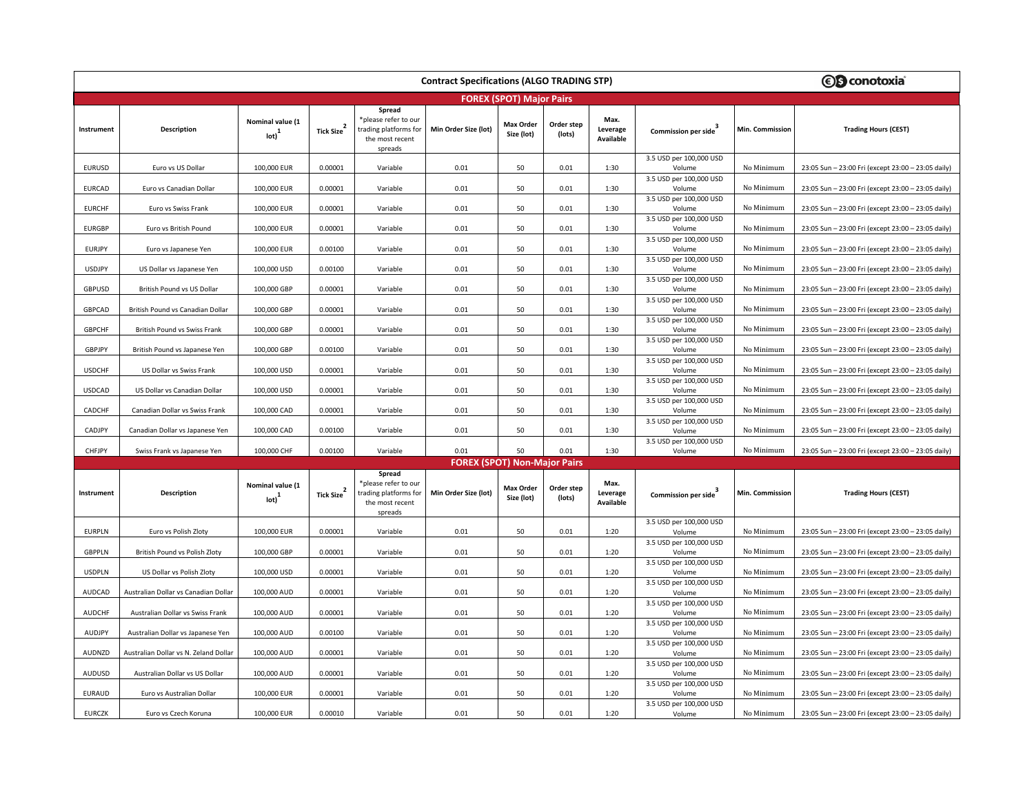# Contract Specifications (ALGO TRADING STP)

conotoxia

## FOREX (SPOT) Major Pairs

| Instrument | Description | Nominal value (1 lot)[1] | Tick Size[2] | Spread *please refer to our trading platforms for the most recent spreads | Min Order Size (lot) | Max Order Size (lot) | Order step (lots) | Max. Leverage Available | Commission per side[3] | Min. Commission | Trading Hours (CEST) |
|---|---|---|---|---|---|---|---|---|---|---|---|
| EURUSD | Euro vs US Dollar | 100,000 EUR | 0.00001 | Variable | 0.01 | 50 | 0.01 | 1:30 | 3.5 USD per 100,000 USD Volume | No Minimum | 23:05 Sun – 23:00 Fri (except 23:00 – 23:05 daily) |
| EURCAD | Euro vs Canadian Dollar | 100,000 EUR | 0.00001 | Variable | 0.01 | 50 | 0.01 | 1:30 | 3.5 USD per 100,000 USD Volume | No Minimum | 23:05 Sun – 23:00 Fri (except 23:00 – 23:05 daily) |
| EURCHF | Euro vs Swiss Frank | 100,000 EUR | 0.00001 | Variable | 0.01 | 50 | 0.01 | 1:30 | 3.5 USD per 100,000 USD Volume | No Minimum | 23:05 Sun – 23:00 Fri (except 23:00 – 23:05 daily) |
| EURGBP | Euro vs British Pound | 100,000 EUR | 0.00001 | Variable | 0.01 | 50 | 0.01 | 1:30 | 3.5 USD per 100,000 USD Volume | No Minimum | 23:05 Sun – 23:00 Fri (except 23:00 – 23:05 daily) |
| EURJPY | Euro vs Japanese Yen | 100,000 EUR | 0.00100 | Variable | 0.01 | 50 | 0.01 | 1:30 | 3.5 USD per 100,000 USD Volume | No Minimum | 23:05 Sun – 23:00 Fri (except 23:00 – 23:05 daily) |
| USDJPY | US Dollar vs Japanese Yen | 100,000 USD | 0.00100 | Variable | 0.01 | 50 | 0.01 | 1:30 | 3.5 USD per 100,000 USD Volume | No Minimum | 23:05 Sun – 23:00 Fri (except 23:00 – 23:05 daily) |
| GBPUSD | British Pound vs US Dollar | 100,000 GBP | 0.00001 | Variable | 0.01 | 50 | 0.01 | 1:30 | 3.5 USD per 100,000 USD Volume | No Minimum | 23:05 Sun – 23:00 Fri (except 23:00 – 23:05 daily) |
| GBPCAD | British Pound vs Canadian Dollar | 100,000 GBP | 0.00001 | Variable | 0.01 | 50 | 0.01 | 1:30 | 3.5 USD per 100,000 USD Volume | No Minimum | 23:05 Sun – 23:00 Fri (except 23:00 – 23:05 daily) |
| GBPCHF | British Pound vs Swiss Frank | 100,000 GBP | 0.00001 | Variable | 0.01 | 50 | 0.01 | 1:30 | 3.5 USD per 100,000 USD Volume | No Minimum | 23:05 Sun – 23:00 Fri (except 23:00 – 23:05 daily) |
| GBPJPY | British Pound vs Japanese Yen | 100,000 GBP | 0.00100 | Variable | 0.01 | 50 | 0.01 | 1:30 | 3.5 USD per 100,000 USD Volume | No Minimum | 23:05 Sun – 23:00 Fri (except 23:00 – 23:05 daily) |
| USDCHF | US Dollar vs Swiss Frank | 100,000 USD | 0.00001 | Variable | 0.01 | 50 | 0.01 | 1:30 | 3.5 USD per 100,000 USD Volume | No Minimum | 23:05 Sun – 23:00 Fri (except 23:00 – 23:05 daily) |
| USDCAD | US Dollar vs Canadian Dollar | 100,000 USD | 0.00001 | Variable | 0.01 | 50 | 0.01 | 1:30 | 3.5 USD per 100,000 USD Volume | No Minimum | 23:05 Sun – 23:00 Fri (except 23:00 – 23:05 daily) |
| CADCHF | Canadian Dollar vs Swiss Frank | 100,000 CAD | 0.00001 | Variable | 0.01 | 50 | 0.01 | 1:30 | 3.5 USD per 100,000 USD Volume | No Minimum | 23:05 Sun – 23:00 Fri (except 23:00 – 23:05 daily) |
| CADJPY | Canadian Dollar vs Japanese Yen | 100,000 CAD | 0.00100 | Variable | 0.01 | 50 | 0.01 | 1:30 | 3.5 USD per 100,000 USD Volume | No Minimum | 23:05 Sun – 23:00 Fri (except 23:00 – 23:05 daily) |
| CHFJPY | Swiss Frank vs Japanese Yen | 100,000 CHF | 0.00100 | Variable | 0.01 | 50 | 0.01 | 1:30 | 3.5 USD per 100,000 USD Volume | No Minimum | 23:05 Sun – 23:00 Fri (except 23:00 – 23:05 daily) |

## FOREX (SPOT) Non-Major Pairs

| Instrument | Description | Nominal value (1 lot)[1] | Tick Size[2] | Spread *please refer to our trading platforms for the most recent spreads | Min Order Size (lot) | Max Order Size (lot) | Order step (lots) | Max. Leverage Available | Commission per side[3] | Min. Commission | Trading Hours (CEST) |
|---|---|---|---|---|---|---|---|---|---|---|---|
| EURPLN | Euro vs Polish Zloty | 100,000 EUR | 0.00001 | Variable | 0.01 | 50 | 0.01 | 1:20 | 3.5 USD per 100,000 USD Volume | No Minimum | 23:05 Sun – 23:00 Fri (except 23:00 – 23:05 daily) |
| GBPPLN | British Pound vs Polish Zloty | 100,000 GBP | 0.00001 | Variable | 0.01 | 50 | 0.01 | 1:20 | 3.5 USD per 100,000 USD Volume | No Minimum | 23:05 Sun – 23:00 Fri (except 23:00 – 23:05 daily) |
| USDPLN | US Dollar vs Polish Zloty | 100,000 USD | 0.00001 | Variable | 0.01 | 50 | 0.01 | 1:20 | 3.5 USD per 100,000 USD Volume | No Minimum | 23:05 Sun – 23:00 Fri (except 23:00 – 23:05 daily) |
| AUDCAD | Australian Dollar vs Canadian Dollar | 100,000 AUD | 0.00001 | Variable | 0.01 | 50 | 0.01 | 1:20 | 3.5 USD per 100,000 USD Volume | No Minimum | 23:05 Sun – 23:00 Fri (except 23:00 – 23:05 daily) |
| AUDCHF | Australian Dollar vs Swiss Frank | 100,000 AUD | 0.00001 | Variable | 0.01 | 50 | 0.01 | 1:20 | 3.5 USD per 100,000 USD Volume | No Minimum | 23:05 Sun – 23:00 Fri (except 23:00 – 23:05 daily) |
| AUDJPY | Australian Dollar vs Japanese Yen | 100,000 AUD | 0.00100 | Variable | 0.01 | 50 | 0.01 | 1:20 | 3.5 USD per 100,000 USD Volume | No Minimum | 23:05 Sun – 23:00 Fri (except 23:00 – 23:05 daily) |
| AUDNZD | Australian Dollar vs N. Zeland Dollar | 100,000 AUD | 0.00001 | Variable | 0.01 | 50 | 0.01 | 1:20 | 3.5 USD per 100,000 USD Volume | No Minimum | 23:05 Sun – 23:00 Fri (except 23:00 – 23:05 daily) |
| AUDUSD | Australian Dollar vs US Dollar | 100,000 AUD | 0.00001 | Variable | 0.01 | 50 | 0.01 | 1:20 | 3.5 USD per 100,000 USD Volume | No Minimum | 23:05 Sun – 23:00 Fri (except 23:00 – 23:05 daily) |
| EURAUD | Euro vs Australian Dollar | 100,000 EUR | 0.00001 | Variable | 0.01 | 50 | 0.01 | 1:20 | 3.5 USD per 100,000 USD Volume | No Minimum | 23:05 Sun – 23:00 Fri (except 23:00 – 23:05 daily) |
| EURCZK | Euro vs Czech Koruna | 100,000 EUR | 0.00010 | Variable | 0.01 | 50 | 0.01 | 1:20 | 3.5 USD per 100,000 USD Volume | No Minimum | 23:05 Sun – 23:00 Fri (except 23:00 – 23:05 daily) |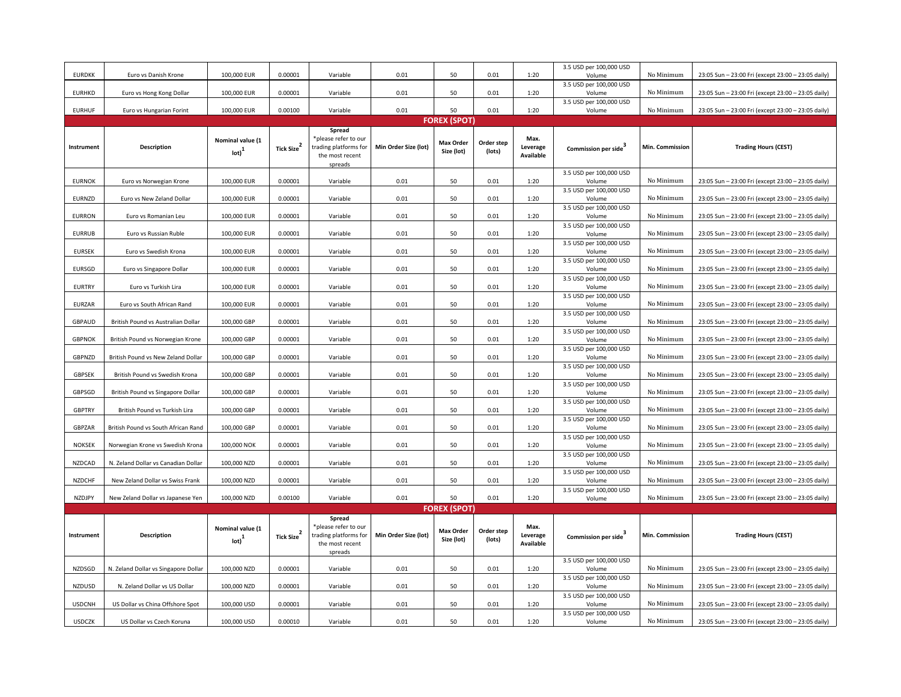| Instrument | Description | Nominal value (1 lot)[1] | Tick Size[2] | Spread *please refer to our trading platforms for the most recent spreads | Min Order Size (lot) | Max Order Size (lot) | Order step (lots) | Max. Leverage Available | Commission per side[3] | Min. Commission | Trading Hours (CEST) |
|---|---|---|---|---|---|---|---|---|---|---|---|
| EURDKK | Euro vs Danish Krone | 100,000 EUR | 0.00001 | Variable | 0.01 | 50 | 0.01 | 1:20 | 3.5 USD per 100,000 USD Volume | No Minimum | 23:05 Sun – 23:00 Fri (except 23:00 – 23:05 daily) |
| EURHKD | Euro vs Hong Kong Dollar | 100,000 EUR | 0.00001 | Variable | 0.01 | 50 | 0.01 | 1:20 | 3.5 USD per 100,000 USD Volume | No Minimum | 23:05 Sun – 23:00 Fri (except 23:00 – 23:05 daily) |
| EURHUF | Euro vs Hungarian Forint | 100,000 EUR | 0.00100 | Variable | 0.01 | 50 | 0.01 | 1:20 | 3.5 USD per 100,000 USD Volume | No Minimum | 23:05 Sun – 23:00 Fri (except 23:00 – 23:05 daily) |

## FOREX (SPOT)

| Instrument | Description | Nominal value (1 lot)[1] | Tick Size[2] | Spread *please refer to our trading platforms for the most recent spreads | Min Order Size (lot) | Max Order Size (lot) | Order step (lots) | Max. Leverage Available | Commission per side[3] | Min. Commission | Trading Hours (CEST) |
|---|---|---|---|---|---|---|---|---|---|---|---|
| EURNOK | Euro vs Norwegian Krone | 100,000 EUR | 0.00001 | Variable | 0.01 | 50 | 0.01 | 1:20 | 3.5 USD per 100,000 USD Volume | No Minimum | 23:05 Sun – 23:00 Fri (except 23:00 – 23:05 daily) |
| EURNZD | Euro vs New Zeland Dollar | 100,000 EUR | 0.00001 | Variable | 0.01 | 50 | 0.01 | 1:20 | 3.5 USD per 100,000 USD Volume | No Minimum | 23:05 Sun – 23:00 Fri (except 23:00 – 23:05 daily) |
| EURRON | Euro vs Romanian Leu | 100,000 EUR | 0.00001 | Variable | 0.01 | 50 | 0.01 | 1:20 | 3.5 USD per 100,000 USD Volume | No Minimum | 23:05 Sun – 23:00 Fri (except 23:00 – 23:05 daily) |
| EURRUB | Euro vs Russian Ruble | 100,000 EUR | 0.00001 | Variable | 0.01 | 50 | 0.01 | 1:20 | 3.5 USD per 100,000 USD Volume | No Minimum | 23:05 Sun – 23:00 Fri (except 23:00 – 23:05 daily) |
| EURSEK | Euro vs Swedish Krona | 100,000 EUR | 0.00001 | Variable | 0.01 | 50 | 0.01 | 1:20 | 3.5 USD per 100,000 USD Volume | No Minimum | 23:05 Sun – 23:00 Fri (except 23:00 – 23:05 daily) |
| EURSGD | Euro vs Singapore Dollar | 100,000 EUR | 0.00001 | Variable | 0.01 | 50 | 0.01 | 1:20 | 3.5 USD per 100,000 USD Volume | No Minimum | 23:05 Sun – 23:00 Fri (except 23:00 – 23:05 daily) |
| EURTRY | Euro vs Turkish Lira | 100,000 EUR | 0.00001 | Variable | 0.01 | 50 | 0.01 | 1:20 | 3.5 USD per 100,000 USD Volume | No Minimum | 23:05 Sun – 23:00 Fri (except 23:00 – 23:05 daily) |
| EURZAR | Euro vs South African Rand | 100,000 EUR | 0.00001 | Variable | 0.01 | 50 | 0.01 | 1:20 | 3.5 USD per 100,000 USD Volume | No Minimum | 23:05 Sun – 23:00 Fri (except 23:00 – 23:05 daily) |
| GBPAUD | British Pound vs Australian Dollar | 100,000 GBP | 0.00001 | Variable | 0.01 | 50 | 0.01 | 1:20 | 3.5 USD per 100,000 USD Volume | No Minimum | 23:05 Sun – 23:00 Fri (except 23:00 – 23:05 daily) |
| GBPNOK | British Pound vs Norwegian Krone | 100,000 GBP | 0.00001 | Variable | 0.01 | 50 | 0.01 | 1:20 | 3.5 USD per 100,000 USD Volume | No Minimum | 23:05 Sun – 23:00 Fri (except 23:00 – 23:05 daily) |
| GBPNZD | British Pound vs New Zeland Dollar | 100,000 GBP | 0.00001 | Variable | 0.01 | 50 | 0.01 | 1:20 | 3.5 USD per 100,000 USD Volume | No Minimum | 23:05 Sun – 23:00 Fri (except 23:00 – 23:05 daily) |
| GBPSEK | British Pound vs Swedish Krona | 100,000 GBP | 0.00001 | Variable | 0.01 | 50 | 0.01 | 1:20 | 3.5 USD per 100,000 USD Volume | No Minimum | 23:05 Sun – 23:00 Fri (except 23:00 – 23:05 daily) |
| GBPSGD | British Pound vs Singapore Dollar | 100,000 GBP | 0.00001 | Variable | 0.01 | 50 | 0.01 | 1:20 | 3.5 USD per 100,000 USD Volume | No Minimum | 23:05 Sun – 23:00 Fri (except 23:00 – 23:05 daily) |
| GBPTRY | British Pound vs Turkish Lira | 100,000 GBP | 0.00001 | Variable | 0.01 | 50 | 0.01 | 1:20 | 3.5 USD per 100,000 USD Volume | No Minimum | 23:05 Sun – 23:00 Fri (except 23:00 – 23:05 daily) |
| GBPZAR | British Pound vs South African Rand | 100,000 GBP | 0.00001 | Variable | 0.01 | 50 | 0.01 | 1:20 | 3.5 USD per 100,000 USD Volume | No Minimum | 23:05 Sun – 23:00 Fri (except 23:00 – 23:05 daily) |
| NOKSEK | Norwegian Krone vs Swedish Krona | 100,000 NOK | 0.00001 | Variable | 0.01 | 50 | 0.01 | 1:20 | 3.5 USD per 100,000 USD Volume | No Minimum | 23:05 Sun – 23:00 Fri (except 23:00 – 23:05 daily) |
| NZDCAD | N. Zeland Dollar vs Canadian Dollar | 100,000 NZD | 0.00001 | Variable | 0.01 | 50 | 0.01 | 1:20 | 3.5 USD per 100,000 USD Volume | No Minimum | 23:05 Sun – 23:00 Fri (except 23:00 – 23:05 daily) |
| NZDCHF | New Zeland Dollar vs Swiss Frank | 100,000 NZD | 0.00001 | Variable | 0.01 | 50 | 0.01 | 1:20 | 3.5 USD per 100,000 USD Volume | No Minimum | 23:05 Sun – 23:00 Fri (except 23:00 – 23:05 daily) |
| NZDJPY | New Zeland Dollar vs Japanese Yen | 100,000 NZD | 0.00100 | Variable | 0.01 | 50 | 0.01 | 1:20 | 3.5 USD per 100,000 USD Volume | No Minimum | 23:05 Sun – 23:00 Fri (except 23:00 – 23:05 daily) |

## FOREX (SPOT)

| Instrument | Description | Nominal value (1 lot)[1] | Tick Size[2] | Spread *please refer to our trading platforms for the most recent spreads | Min Order Size (lot) | Max Order Size (lot) | Order step (lots) | Max. Leverage Available | Commission per side[3] | Min. Commission | Trading Hours (CEST) |
|---|---|---|---|---|---|---|---|---|---|---|---|
| NZDSGD | N. Zeland Dollar vs Singapore Dollar | 100,000 NZD | 0.00001 | Variable | 0.01 | 50 | 0.01 | 1:20 | 3.5 USD per 100,000 USD Volume | No Minimum | 23:05 Sun – 23:00 Fri (except 23:00 – 23:05 daily) |
| NZDUSD | N. Zeland Dollar vs US Dollar | 100,000 NZD | 0.00001 | Variable | 0.01 | 50 | 0.01 | 1:20 | 3.5 USD per 100,000 USD Volume | No Minimum | 23:05 Sun – 23:00 Fri (except 23:00 – 23:05 daily) |
| USDCNH | US Dollar vs China Offshore Spot | 100,000 USD | 0.00001 | Variable | 0.01 | 50 | 0.01 | 1:20 | 3.5 USD per 100,000 USD Volume | No Minimum | 23:05 Sun – 23:00 Fri (except 23:00 – 23:05 daily) |
| USDCZK | US Dollar vs Czech Koruna | 100,000 USD | 0.00010 | Variable | 0.01 | 50 | 0.01 | 1:20 | 3.5 USD per 100,000 USD Volume | No Minimum | 23:05 Sun – 23:00 Fri (except 23:00 – 23:05 daily) |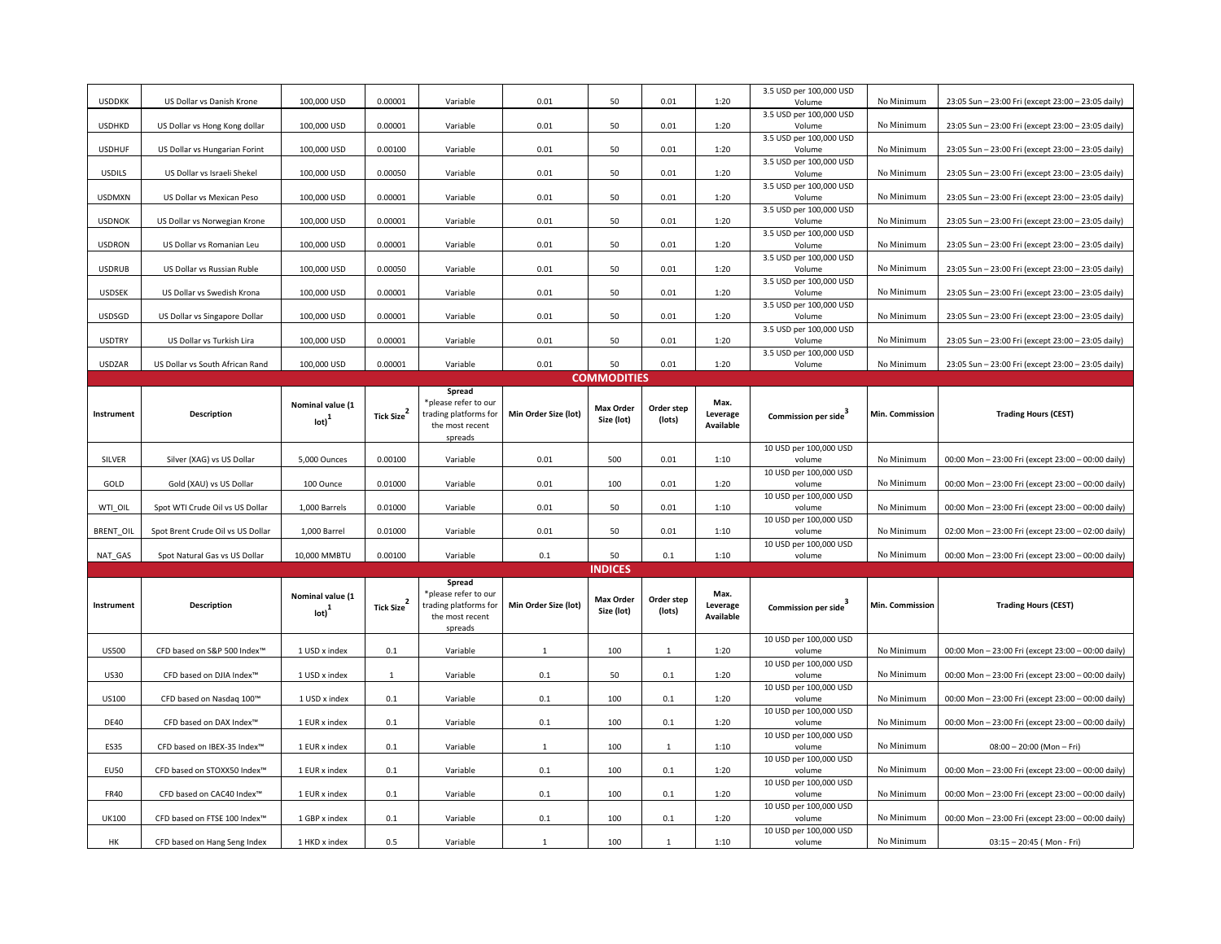| USDDKK | US Dollar vs Danish Krone | 100,000 USD | 0.00001 | Variable | 0.01 | 50 | 0.01 | 1:20 | 3.5 USD per 100,000 USD Volume | No Minimum | 23:05 Sun – 23:00 Fri (except 23:00 – 23:05 daily) |
|---|---|---|---|---|---|---|---|---|---|---|---|
| USDHKD | US Dollar vs Hong Kong dollar | 100,000 USD | 0.00001 | Variable | 0.01 | 50 | 0.01 | 1:20 | 3.5 USD per 100,000 USD Volume | No Minimum | 23:05 Sun – 23:00 Fri (except 23:00 – 23:05 daily) |
| USDHUF | US Dollar vs Hungarian Forint | 100,000 USD | 0.00100 | Variable | 0.01 | 50 | 0.01 | 1:20 | 3.5 USD per 100,000 USD Volume | No Minimum | 23:05 Sun – 23:00 Fri (except 23:00 – 23:05 daily) |
| USDILS | US Dollar vs Israeli Shekel | 100,000 USD | 0.00050 | Variable | 0.01 | 50 | 0.01 | 1:20 | 3.5 USD per 100,000 USD Volume | No Minimum | 23:05 Sun – 23:00 Fri (except 23:00 – 23:05 daily) |
| USDMXN | US Dollar vs Mexican Peso | 100,000 USD | 0.00001 | Variable | 0.01 | 50 | 0.01 | 1:20 | 3.5 USD per 100,000 USD Volume | No Minimum | 23:05 Sun – 23:00 Fri (except 23:00 – 23:05 daily) |
| USDNOK | US Dollar vs Norwegian Krone | 100,000 USD | 0.00001 | Variable | 0.01 | 50 | 0.01 | 1:20 | 3.5 USD per 100,000 USD Volume | No Minimum | 23:05 Sun – 23:00 Fri (except 23:00 – 23:05 daily) |
| USDRON | US Dollar vs Romanian Leu | 100,000 USD | 0.00001 | Variable | 0.01 | 50 | 0.01 | 1:20 | 3.5 USD per 100,000 USD Volume | No Minimum | 23:05 Sun – 23:00 Fri (except 23:00 – 23:05 daily) |
| USDRUB | US Dollar vs Russian Ruble | 100,000 USD | 0.00050 | Variable | 0.01 | 50 | 0.01 | 1:20 | 3.5 USD per 100,000 USD Volume | No Minimum | 23:05 Sun – 23:00 Fri (except 23:00 – 23:05 daily) |
| USDSEK | US Dollar vs Swedish Krona | 100,000 USD | 0.00001 | Variable | 0.01 | 50 | 0.01 | 1:20 | 3.5 USD per 100,000 USD Volume | No Minimum | 23:05 Sun – 23:00 Fri (except 23:00 – 23:05 daily) |
| USDSGD | US Dollar vs Singapore Dollar | 100,000 USD | 0.00001 | Variable | 0.01 | 50 | 0.01 | 1:20 | 3.5 USD per 100,000 USD Volume | No Minimum | 23:05 Sun – 23:00 Fri (except 23:00 – 23:05 daily) |
| USDTRY | US Dollar vs Turkish Lira | 100,000 USD | 0.00001 | Variable | 0.01 | 50 | 0.01 | 1:20 | 3.5 USD per 100,000 USD Volume | No Minimum | 23:05 Sun – 23:00 Fri (except 23:00 – 23:05 daily) |
| USDZAR | US Dollar vs South African Rand | 100,000 USD | 0.00001 | Variable | 0.01 | 50 | 0.01 | 1:20 | 3.5 USD per 100,000 USD Volume | No Minimum | 23:05 Sun – 23:00 Fri (except 23:00 – 23:05 daily) |

## COMMODITIES

| Instrument | Description | Nominal value (1 lot)[1] | Tick Size[2] | Spread *please refer to our trading platforms for the most recent spreads | Min Order Size (lot) | Max Order Size (lot) | Order step (lots) | Max. Leverage Available | Commission per side[3] | Min. Commission | Trading Hours (CEST) |
|---|---|---|---|---|---|---|---|---|---|---|---|
| SILVER | Silver (XAG) vs US Dollar | 5,000 Ounces | 0.00100 | Variable | 0.01 | 500 | 0.01 | 1:10 | 10 USD per 100,000 USD volume | No Minimum | 00:00 Mon – 23:00 Fri (except 23:00 – 00:00 daily) |
| GOLD | Gold (XAU) vs US Dollar | 100 Ounce | 0.01000 | Variable | 0.01 | 100 | 0.01 | 1:20 | 10 USD per 100,000 USD volume | No Minimum | 00:00 Mon – 23:00 Fri (except 23:00 – 00:00 daily) |
| WTI_OIL | Spot WTI Crude Oil vs US Dollar | 1,000 Barrels | 0.01000 | Variable | 0.01 | 50 | 0.01 | 1:10 | 10 USD per 100,000 USD volume | No Minimum | 00:00 Mon – 23:00 Fri (except 23:00 – 00:00 daily) |
| BRENT_OIL | Spot Brent Crude Oil vs US Dollar | 1,000 Barrel | 0.01000 | Variable | 0.01 | 50 | 0.01 | 1:10 | 10 USD per 100,000 USD volume | No Minimum | 02:00 Mon – 23:00 Fri (except 23:00 – 02:00 daily) |
| NAT_GAS | Spot Natural Gas vs US Dollar | 10,000 MMBTU | 0.00100 | Variable | 0.1 | 50 | 0.1 | 1:10 | 10 USD per 100,000 USD volume | No Minimum | 00:00 Mon – 23:00 Fri (except 23:00 – 00:00 daily) |

## INDICES

| Instrument | Description | Nominal value (1 lot)[1] | Tick Size[2] | Spread *please refer to our trading platforms for the most recent spreads | Min Order Size (lot) | Max Order Size (lot) | Order step (lots) | Max. Leverage Available | Commission per side[3] | Min. Commission | Trading Hours (CEST) |
|---|---|---|---|---|---|---|---|---|---|---|---|
| US500 | CFD based on S&P 500 Index™ | 1 USD x index | 0.1 | Variable | 1 | 100 | 1 | 1:20 | 10 USD per 100,000 USD volume | No Minimum | 00:00 Mon – 23:00 Fri (except 23:00 – 00:00 daily) |
| US30 | CFD based on DJIA Index™ | 1 USD x index | 1 | Variable | 0.1 | 50 | 0.1 | 1:20 | 10 USD per 100,000 USD volume | No Minimum | 00:00 Mon – 23:00 Fri (except 23:00 – 00:00 daily) |
| US100 | CFD based on Nasdaq 100™ | 1 USD x index | 0.1 | Variable | 0.1 | 100 | 0.1 | 1:20 | 10 USD per 100,000 USD volume | No Minimum | 00:00 Mon – 23:00 Fri (except 23:00 – 00:00 daily) |
| DE40 | CFD based on DAX Index™ | 1 EUR x index | 0.1 | Variable | 0.1 | 100 | 0.1 | 1:20 | 10 USD per 100,000 USD volume | No Minimum | 00:00 Mon – 23:00 Fri (except 23:00 – 00:00 daily) |
| ES35 | CFD based on IBEX-35 Index™ | 1 EUR x index | 0.1 | Variable | 1 | 100 | 1 | 1:10 | 10 USD per 100,000 USD volume | No Minimum | 08:00 – 20:00 (Mon – Fri) |
| EU50 | CFD based on STOXX50 Index™ | 1 EUR x index | 0.1 | Variable | 0.1 | 100 | 0.1 | 1:20 | 10 USD per 100,000 USD volume | No Minimum | 00:00 Mon – 23:00 Fri (except 23:00 – 00:00 daily) |
| FR40 | CFD based on CAC40 Index™ | 1 EUR x index | 0.1 | Variable | 0.1 | 100 | 0.1 | 1:20 | 10 USD per 100,000 USD volume | No Minimum | 00:00 Mon – 23:00 Fri (except 23:00 – 00:00 daily) |
| UK100 | CFD based on FTSE 100 Index™ | 1 GBP x index | 0.1 | Variable | 0.1 | 100 | 0.1 | 1:20 | 10 USD per 100,000 USD volume | No Minimum | 00:00 Mon – 23:00 Fri (except 23:00 – 00:00 daily) |
| HK | CFD based on Hang Seng Index | 1 HKD x index | 0.5 | Variable | 1 | 100 | 1 | 1:10 | 10 USD per 100,000 USD volume | No Minimum | 03:15 – 20:45 ( Mon - Fri) |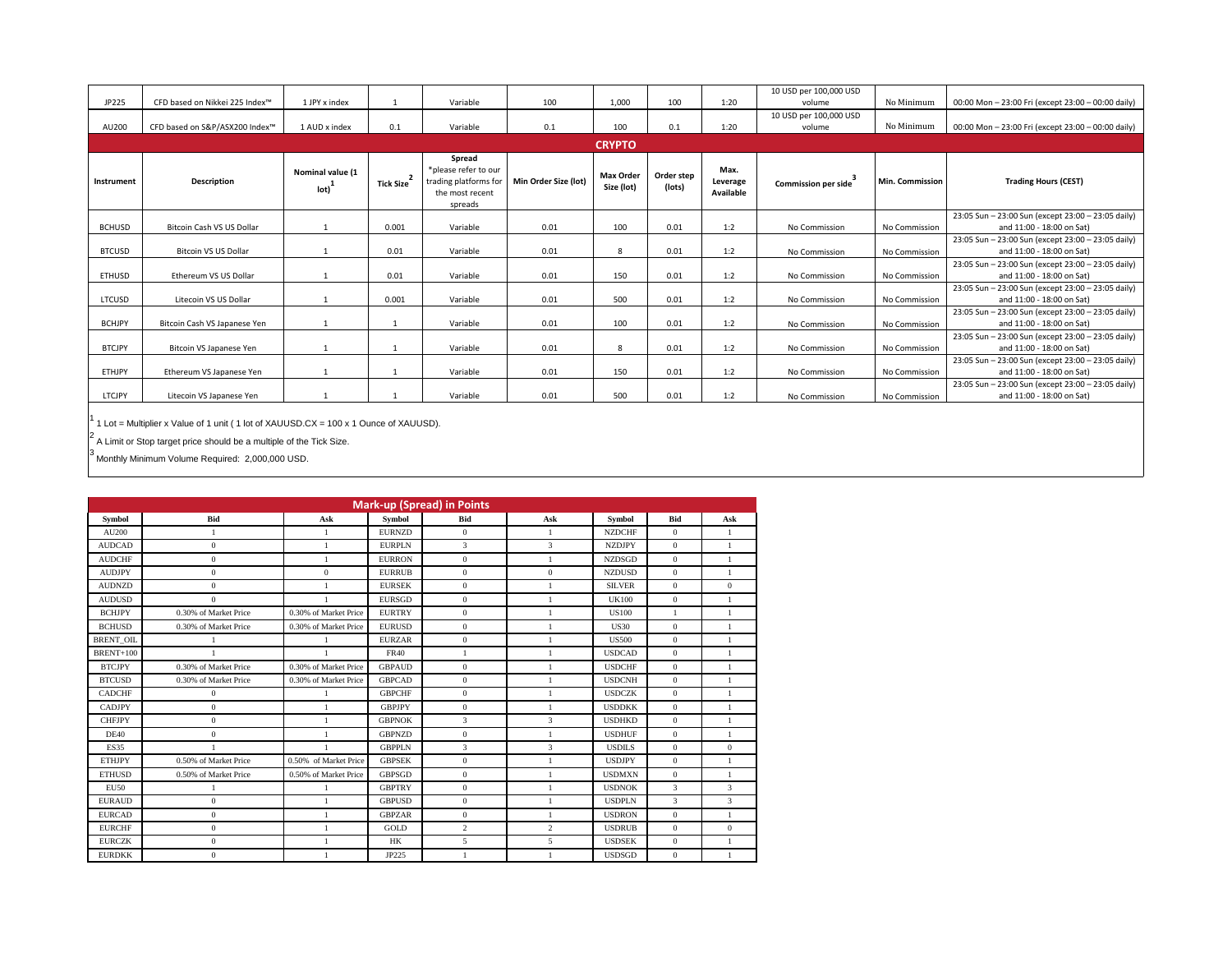| JP225 | CFD based on Nikkei 225 Index™ | 1 JPY x index | 1 | Variable | 100 | 1,000 | 100 | 1:20 | 10 USD per 100,000 USD volume | No Minimum | 00:00 Mon – 23:00 Fri (except 23:00 – 00:00 daily) |
|---|---|---|---|---|---|---|---|---|---|---|---|
| AU200 | CFD based on S&P/ASX200 Index™ | 1 AUD x index | 0.1 | Variable | 0.1 | 100 | 0.1 | 1:20 | 10 USD per 100,000 USD volume | No Minimum | 00:00 Mon – 23:00 Fri (except 23:00 – 00:00 daily) |

## CRYPTO

| Instrument | Description | Nominal value (1 lot)[1] | Tick Size[2] | Spread *please refer to our trading platforms for the most recent spreads | Min Order Size (lot) | Max Order Size (lot) | Order step (lots) | Max. Leverage Available | Commission per side[3] | Min. Commission | Trading Hours (CEST) |
|---|---|---|---|---|---|---|---|---|---|---|---|
| BCHUSD | Bitcoin Cash VS US Dollar | 1 | 0.001 | Variable | 0.01 | 100 | 0.01 | 1:2 | No Commission | No Commission | 23:05 Sun – 23:00 Sun (except 23:00 – 23:05 daily) and 11:00 - 18:00 on Sat) |
| BTCUSD | Bitcoin VS US Dollar | 1 | 0.01 | Variable | 0.01 | 8 | 0.01 | 1:2 | No Commission | No Commission | 23:05 Sun – 23:00 Sun (except 23:00 – 23:05 daily) and 11:00 - 18:00 on Sat) |
| ETHUSD | Ethereum VS US Dollar | 1 | 0.01 | Variable | 0.01 | 150 | 0.01 | 1:2 | No Commission | No Commission | 23:05 Sun – 23:00 Sun (except 23:00 – 23:05 daily) and 11:00 - 18:00 on Sat) |
| LTCUSD | Litecoin VS US Dollar | 1 | 0.001 | Variable | 0.01 | 500 | 0.01 | 1:2 | No Commission | No Commission | 23:05 Sun – 23:00 Sun (except 23:00 – 23:05 daily) and 11:00 - 18:00 on Sat) |
| BCHJPY | Bitcoin Cash VS Japanese Yen | 1 | 1 | Variable | 0.01 | 100 | 0.01 | 1:2 | No Commission | No Commission | 23:05 Sun – 23:00 Sun (except 23:00 – 23:05 daily) and 11:00 - 18:00 on Sat) |
| BTCJPY | Bitcoin VS Japanese Yen | 1 | 1 | Variable | 0.01 | 8 | 0.01 | 1:2 | No Commission | No Commission | 23:05 Sun – 23:00 Sun (except 23:00 – 23:05 daily) and 11:00 - 18:00 on Sat) |
| ETHJPY | Ethereum VS Japanese Yen | 1 | 1 | Variable | 0.01 | 150 | 0.01 | 1:2 | No Commission | No Commission | 23:05 Sun – 23:00 Sun (except 23:00 – 23:05 daily) and 11:00 - 18:00 on Sat) |
| LTCJPY | Litecoin VS Japanese Yen | 1 | 1 | Variable | 0.01 | 500 | 0.01 | 1:2 | No Commission | No Commission | 23:05 Sun – 23:00 Sun (except 23:00 – 23:05 daily) and 11:00 - 18:00 on Sat) |

[1] 1 Lot = Multiplier x Value of 1 unit ( 1 lot of XAUUSD.CX = 100 x 1 Ounce of XAUUSD).

[2] A Limit or Stop target price should be a multiple of the Tick Size.

[3] Monthly Minimum Volume Required: 2,000,000 USD.

## Mark-up (Spread) in Points

| Symbol | Bid | Ask | Symbol | Bid | Ask | Symbol | Bid | Ask |
|---|---|---|---|---|---|---|---|---|
| AU200 | 1 | 1 | EURNZD | 0 | 1 | NZDCHF | 0 | 1 |
| AUDCAD | 0 | 1 | EURPLN | 3 | 3 | NZDJPY | 0 | 1 |
| AUDCHF | 0 | 1 | EURRON | 0 | 1 | NZDSGD | 0 | 1 |
| AUDJPY | 0 | 0 | EURRUB | 0 | 0 | NZDUSD | 0 | 1 |
| AUDNZD | 0 | 1 | EURSEK | 0 | 1 | SILVER | 0 | 0 |
| AUDUSD | 0 | 1 | EURSGD | 0 | 1 | UK100 | 0 | 1 |
| BCHJPY | 0.30% of Market Price | 0.30% of Market Price | EURTRY | 0 | 1 | US100 | 1 | 1 |
| BCHUSD | 0.30% of Market Price | 0.30% of Market Price | EURUSD | 0 | 1 | US30 | 0 | 1 |
| BRENT_OIL | 1 | 1 | EURZAR | 0 | 1 | US500 | 0 | 1 |
| BRENT+100 | 1 | 1 | FR40 | 1 | 1 | USDCAD | 0 | 1 |
| BTCJPY | 0.30% of Market Price | 0.30% of Market Price | GBPAUD | 0 | 1 | USDCHF | 0 | 1 |
| BTCUSD | 0.30% of Market Price | 0.30% of Market Price | GBPCAD | 0 | 1 | USDCNH | 0 | 1 |
| CADCHF | 0 | 1 | GBPCHF | 0 | 1 | USDCZK | 0 | 1 |
| CADJPY | 0 | 1 | GBPJPY | 0 | 1 | USDDKK | 0 | 1 |
| CHFJPY | 0 | 1 | GBPNOK | 3 | 3 | USDHKD | 0 | 1 |
| DE40 | 0 | 1 | GBPNZD | 0 | 1 | USDHUF | 0 | 1 |
| ES35 | 1 | 1 | GBPPLN | 3 | 3 | USDILS | 0 | 0 |
| ETHJPY | 0.50% of Market Price | 0.50% of Market Price | GBPSEK | 0 | 1 | USDJPY | 0 | 1 |
| ETHUSD | 0.50% of Market Price | 0.50% of Market Price | GBPSGD | 0 | 1 | USDMXN | 0 | 1 |
| EU50 | 1 | 1 | GBPTRY | 0 | 1 | USDNOK | 3 | 3 |
| EURAUD | 0 | 1 | GBPUSD | 0 | 1 | USDPLN | 3 | 3 |
| EURCAD | 0 | 1 | GBPZAR | 0 | 1 | USDRON | 0 | 1 |
| EURCHF | 0 | 1 | GOLD | 2 | 2 | USDRUB | 0 | 0 |
| EURCZK | 0 | 1 | HK | 5 | 5 | USDSEK | 0 | 1 |
| EURDKK | 0 | 1 | JP225 | 1 | 1 | USDSGD | 0 | 1 |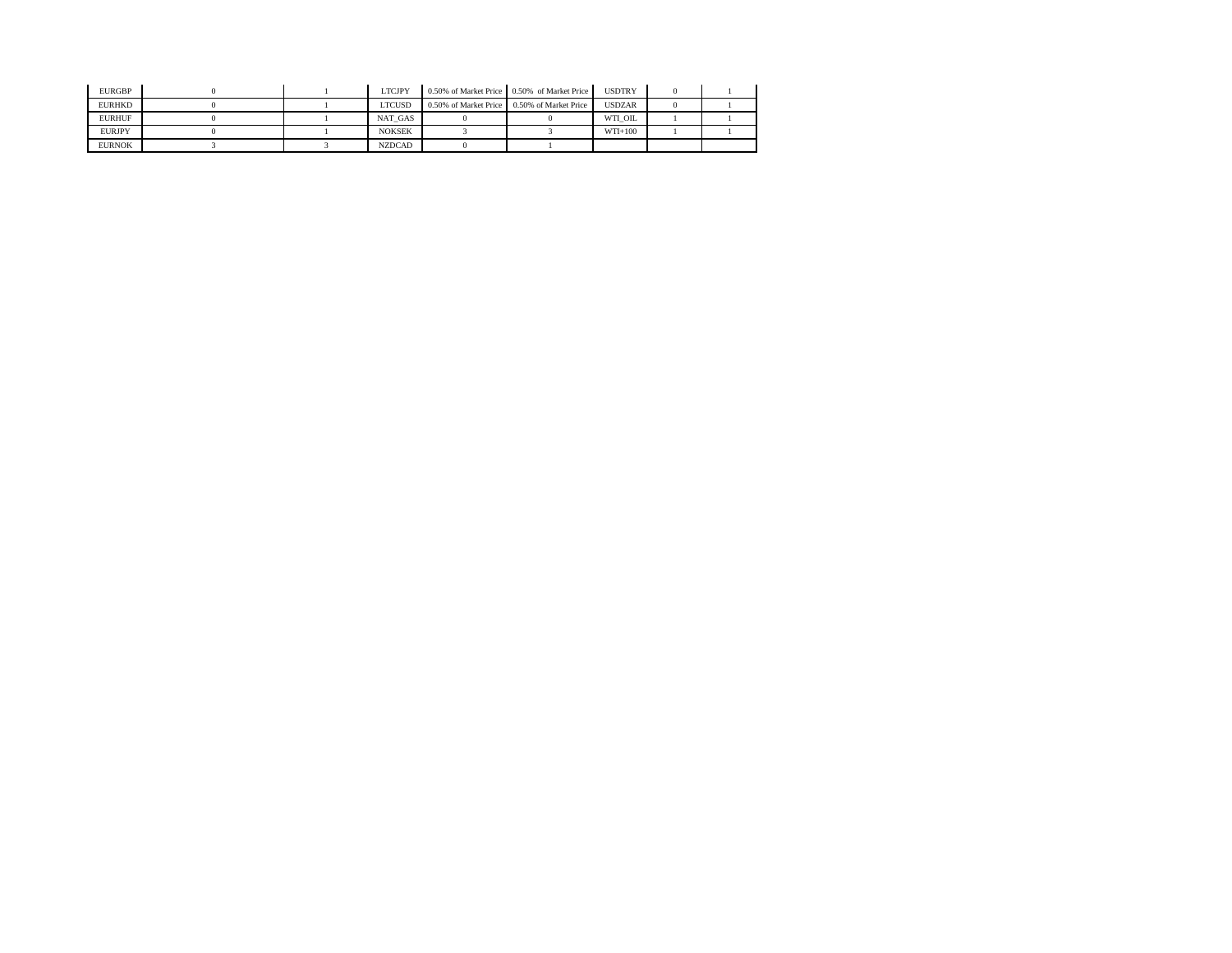| | | | | | | | | |
|---|---|---|---|---|---|---|---|---|
| EURGBP | 0 | 1 | LTCJPY | 0.50% of Market Price | 0.50%  of Market Price | USDTRY | 0 | 1 |
| EURHKD | 0 | 1 | LTCUSD | 0.50% of Market Price | 0.50% of Market Price | USDZAR | 0 | 1 |
| EURHUF | 0 | 1 | NAT_GAS | 0 | 0 | WTI_OIL | 1 | 1 |
| EURJPY | 0 | 1 | NOKSEK | 3 | 3 | WTI+100 | 1 | 1 |
| EURNOK | 3 | 3 | NZDCAD | 0 | 1 | | | |